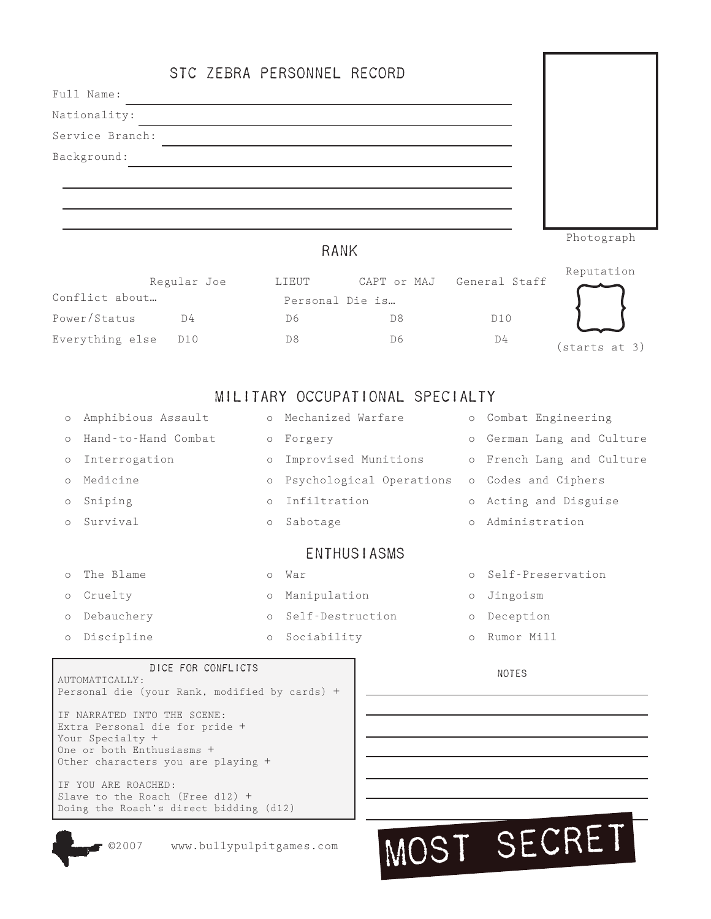# STC ZEBRA PERSONNEL RECORD

Full Name: \_\_\_\_\_\_\_\_\_\_\_\_\_\_\_\_\_\_\_\_\_\_\_\_\_\_\_\_\_\_\_\_\_\_\_\_

Nationality: \_\_\_\_\_\_\_\_\_\_\_\_\_\_\_\_\_\_\_\_\_\_\_\_\_\_\_\_\_\_\_\_\_\_\_\_

Service Branch: \_\_\_\_\_\_\_\_\_\_\_\_\_\_\_\_\_\_\_\_\_\_\_\_\_\_\_\_\_\_\_\_\_\_\_\_

Background: \_\_\_\_\_\_\_\_\_\_\_\_\_\_\_\_\_\_\_\_\_\_\_\_\_\_\_\_\_\_\_\_\_\_\_\_

Photograph

## RANK

| Conflict about… | Regular Joe | LIEUT | CAPT or MAJ | General Staff |
|---|---|---|---|---|
| | | Personal Die is… | | |
| Power/Status | D4 | D6 | D8 | D10 |
| Everything else | D10 | D8 | D6 | D4 |

Reputation

(starts at 3)

## MILITARY OCCUPATIONAL SPECIALTY

- o Amphibious Assault
- o Hand-to-Hand Combat
- o Interrogation
- o Medicine
- o Sniping
- o Survival
- o Mechanized Warfare
- o Forgery
- o Improvised Munitions
- o Psychological Operations
- o Infiltration
- o Sabotage
- o Combat Engineering
- o German Lang and Culture
- o French Lang and Culture
- o Codes and Ciphers
- o Acting and Disguise
- o Administration

## ENTHUSIASMS

- o The Blame
- o Cruelty
- o Debauchery
- o Discipline
- o War
- o Manipulation
- o Self-Destruction
- o Sociability
- o Self-Preservation
- o Jingoism
- o Deception
- o Rumor Mill

### DICE FOR CONFLICTS

AUTOMATICALLY:
Personal die (your Rank, modified by cards) +

IF NARRATED INTO THE SCENE:
Extra Personal die for pride +
Your Specialty +
One or both Enthusiasms +
Other characters you are playing +

IF YOU ARE ROACHED:
Slave to the Roach (Free d12) +
Doing the Roach's direct bidding (d12)

### NOTES

©2007 www.bullypulpitgames.com

MOST SECRET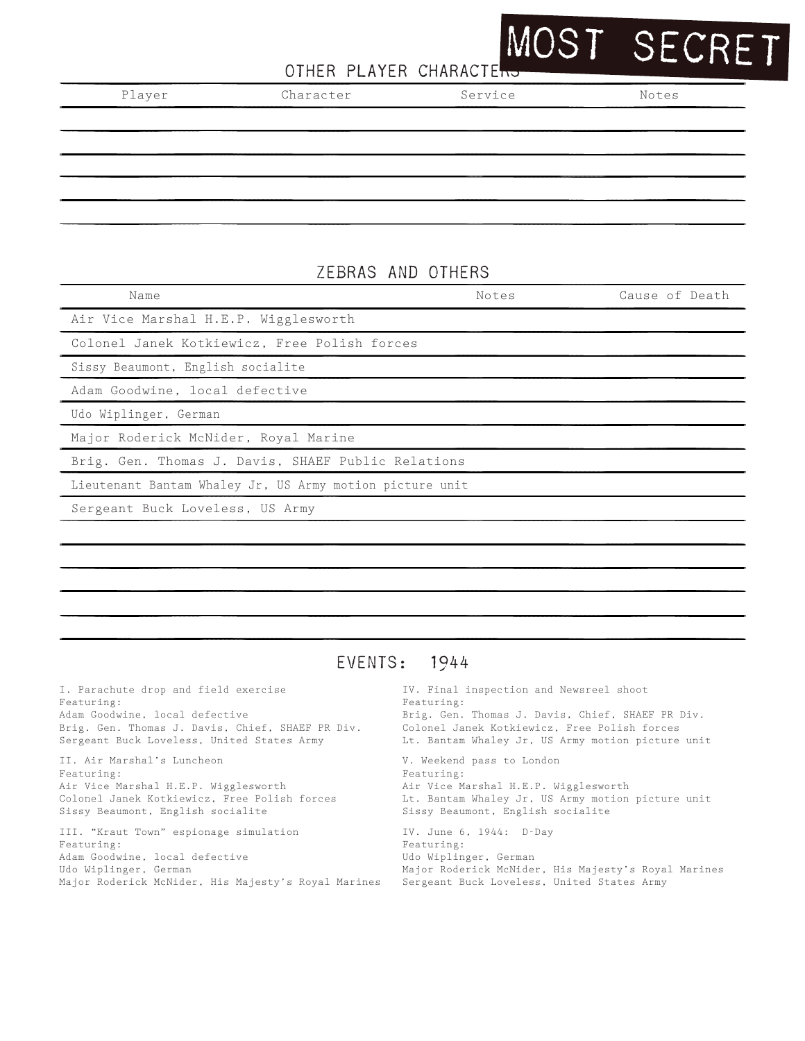**MOST SECRET**

## OTHER PLAYER CHARACTERS

| Player | Character | Service | Notes |
|---|---|---|---|
| | | | |
| | | | |
| | | | |
| | | | |
| | | | |

## ZEBRAS AND OTHERS

| Name | Notes | Cause of Death |
|---|---|---|
| Air Vice Marshal H.E.P. Wigglesworth | | |
| Colonel Janek Kotkiewicz, Free Polish forces | | |
| Sissy Beaumont, English socialite | | |
| Adam Goodwine, local defective | | |
| Udo Wiplinger, German | | |
| Major Roderick McNider, Royal Marine | | |
| Brig. Gen. Thomas J. Davis, SHAEF Public Relations | | |
| Lieutenant Bantam Whaley Jr, US Army motion picture unit | | |
| Sergeant Buck Loveless, US Army | | |
| | | |
| | | |
| | | |
| | | |
| | | |

## EVENTS: 1944

I. Parachute drop and field exercise
Featuring:
Adam Goodwine, local defective
Brig. Gen. Thomas J. Davis, Chief, SHAEF PR Div.
Sergeant Buck Loveless, United States Army

II. Air Marshal's Luncheon
Featuring:
Air Vice Marshal H.E.P. Wigglesworth
Colonel Janek Kotkiewicz, Free Polish forces
Sissy Beaumont, English socialite

III. "Kraut Town" espionage simulation
Featuring:
Adam Goodwine, local defective
Udo Wiplinger, German
Major Roderick McNider, His Majesty's Royal Marines

IV. Final inspection and Newsreel shoot
Featuring:
Brig. Gen. Thomas J. Davis, Chief, SHAEF PR Div.
Colonel Janek Kotkiewicz, Free Polish forces
Lt. Bantam Whaley Jr, US Army motion picture unit

V. Weekend pass to London
Featuring:
Air Vice Marshal H.E.P. Wigglesworth
Lt. Bantam Whaley Jr, US Army motion picture unit
Sissy Beaumont, English socialite

IV. June 6, 1944: D-Day
Featuring:
Udo Wiplinger, German
Major Roderick McNider, His Majesty's Royal Marines
Sergeant Buck Loveless, United States Army